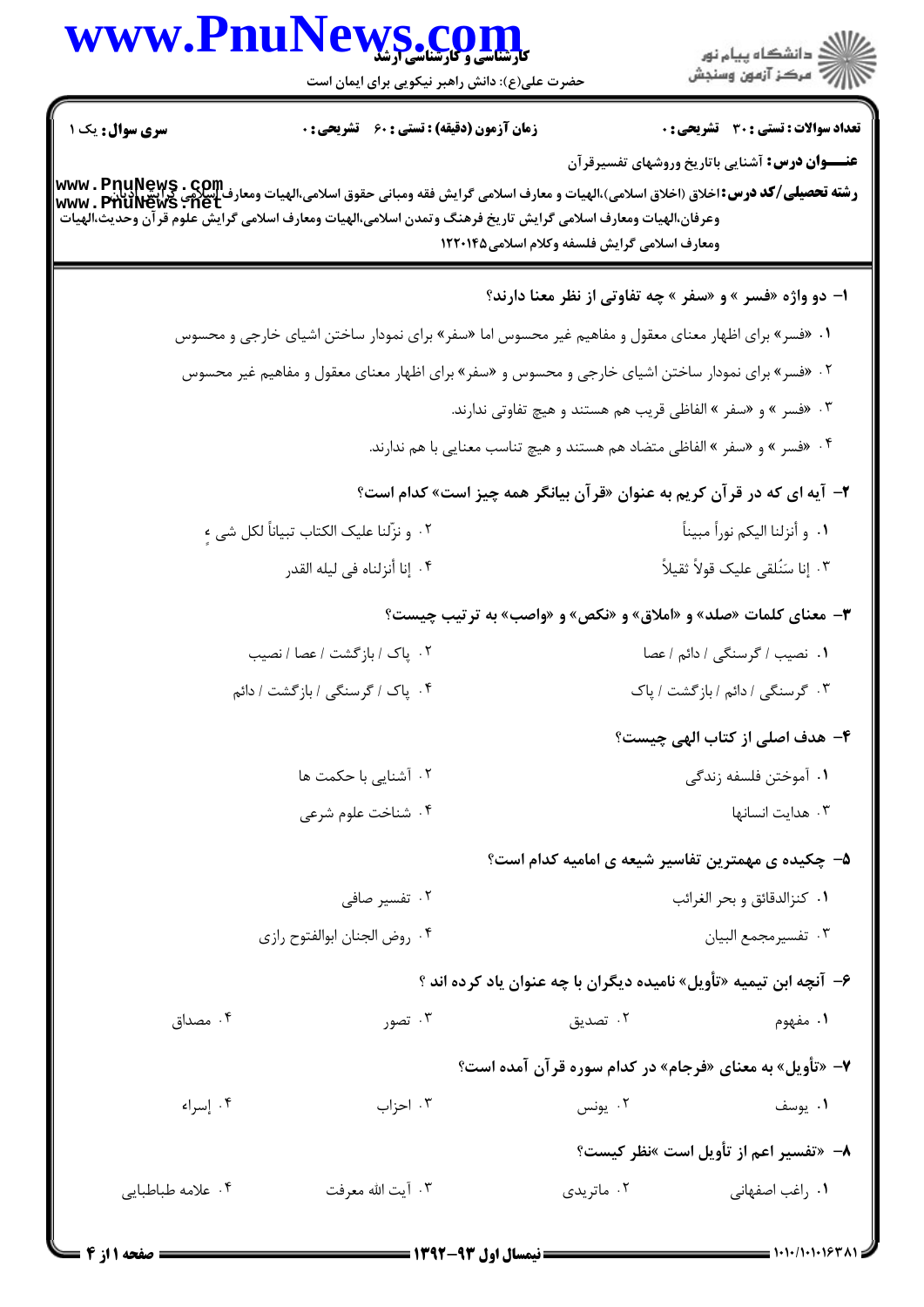**سری سوال:** یک ۱

**زمان آزمون (دقیقه) : تستی : ۶۰ تشریحی : ۰**

**تعداد سوالات : تستی : ۳۰ تشریحی : ۰**

**عنـــوان درس:** آشنایی باتاریخ وروشهای تفسیرقرآن

**رشته تحصیلی/کد درس:** اخلاق (اخلاق اسلامی)،الهیات و معارف اسلامی گرایش فقه ومبانی حقوق اسلامی،الهیات ومعارف اسلامی گرایش ادیان وعرفان،الهیات ومعارف اسلامی گرایش تاریخ فرهنگ وتمدن اسلامی،الهیات ومعارف اسلامی گرایش علوم قرآن وحدیث،الهیات ومعارف اسلامی گرایش فلسفه وکلام اسلامی۱۲۲۰۱۴۵

**۱- دو واژه «فسر » و «سفر » چه تفاوتی از نظر معنا دارند؟**

۱. «فسر» برای اظهار معنای معقول و مفاهیم غیر محسوس اما «سفر» برای نمودار ساختن اشیای خارجی و محسوس

۲. «فسر» برای نمودار ساختن اشیای خارجی و محسوس و «سفر» برای اظهار معنای معقول و مفاهیم غیر محسوس

۳. «فسر » و «سفر » الفاظی قریب هم هستند و هیچ تفاوتی ندارند.

۴. «فسر » و «سفر » الفاظی متضاد هم هستند و هیچ تناسب معنایی با هم ندارند.

**۲- آیه ای که در قرآن کریم به عنوان «قرآن بیانگر همه چیز است» کدام است؟**

۱. و أنزلنا الیکم نوراً مبیناً

۲. و نزّلنا علیک الکتاب تبیاناً لکل شیء

۳. إنا سَنُلقی علیک قولاً ثقیلاً

۴. إنا أنزلناه فی لیله القدر

**۳- معنای کلمات «صلد» و «املاق» و «نکص» و «واصب» به ترتیب چیست؟**

۱. نصیب / گرسنگی / دائم / عصا

۲. پاک / بازگشت / عصا / نصیب

۳. گرسنگی / دائم / بازگشت / پاک

۴. پاک / گرسنگی / بازگشت / دائم

**۴- هدف اصلی از کتاب الهی چیست؟**

۱. آموختن فلسفه زندگی

۲. آشنایی با حکمت ها

۳. هدایت انسانها

۴. شناخت علوم شرعی

**۵- چکیده ی مهمترین تفاسیر شیعه ی امامیه کدام است؟**

۱. کنزالدقائق و بحر الغرائب

۲. تفسیر صافی

۳. تفسیرمجمع البیان

۴. روض الجنان ابوالفتوح رازی

**۶- آنچه ابن تیمیه «تأویل» نامیده دیگران با چه عنوان یاد کرده اند ؟**

۱. مفهوم

۲. تصدیق

۳. تصور

۴. مصداق

**۷- «تأویل» به معنای «فرجام» در کدام سوره قرآن آمده است؟**

۱. یوسف

۲. یونس

۳. احزاب

۴. إسراء

**۸- «تفسیر اعم از تأویل است »نظر کیست؟**

۱. راغب اصفهانی

۲. ماتریدی

۳. آیت الله معرفت

۴. علامه طباطبایی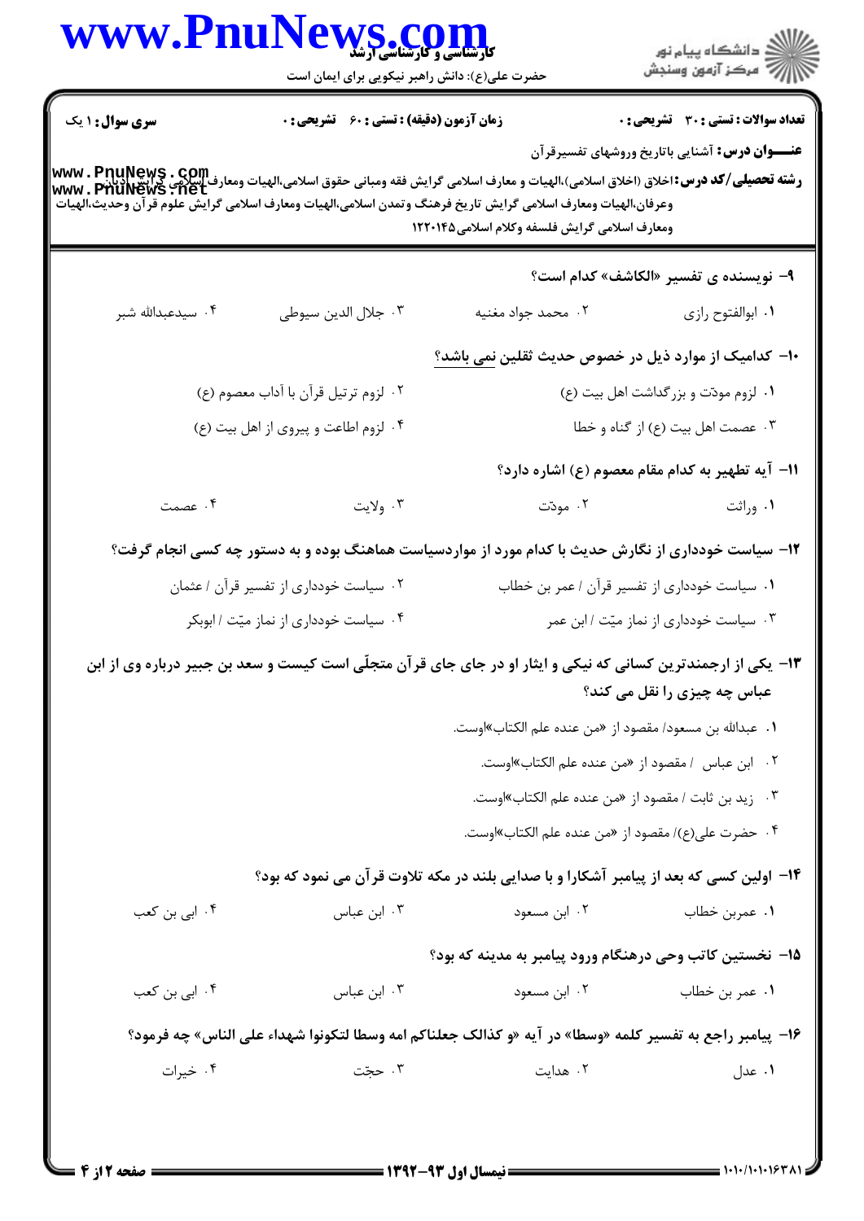سری سوال: ۱ یک | زمان آزمون (دقیقه) : تستی : ۶۰ تشریحی : ۰ | تعداد سوالات : تستی : ۳۰ تشریحی : ۰

**عنـــوان درس:** آشنایی باتاریخ وروشهای تفسیرقرآن

**رشته تحصیلی/کد درس:** اخلاق (اخلاق اسلامی)،الهیات و معارف اسلامی گرایش فقه ومبانی حقوق اسلامی،الهیات ومعارف اسلامی گرایش ادیان وعرفان،الهیات ومعارف اسلامی گرایش تاریخ فرهنگ وتمدن اسلامی،الهیات ومعارف اسلامی گرایش علوم قرآن وحدیث،الهیات ومعارف اسلامی گرایش فلسفه وکلام اسلامی۱۲۲۰۱۴۵

**۹- نویسنده ی تفسیر «الکاشف» کدام است؟**

۱. ابوالفتوح رازی
۲. محمد جواد مغنیه
۳. جلال الدین سیوطی
۴. سیدعبدالله شبر

**۱۰- کدامیک از موارد ذیل در خصوص حدیث ثقلین نمی باشد؟**

۱. لزوم مودّت و بزرگداشت اهل بیت (ع)
۲. لزوم ترتیل قرآن با آداب معصوم (ع)
۳. عصمت اهل بیت (ع) از گناه و خطا
۴. لزوم اطاعت و پیروی از اهل بیت (ع)

**۱۱- آیه تطهیر به کدام مقام معصوم (ع) اشاره دارد؟**

۱. وراثت
۲. مودت
۳. ولایت
۴. عصمت

**۱۲- سیاست خودداری از نگارش حدیث با کدام مورد از مواردسیاست هماهنگ بوده و به دستور چه کسی انجام گرفت؟**

۱. سیاست خودداری از تفسیر قرآن / عمر بن خطاب
۲. سیاست خودداری از تفسیر قرآن / عثمان
۳. سیاست خودداری از نماز میّت / ابن عمر
۴. سیاست خودداری از نماز میّت / ابوبکر

**۱۳- یکی از ارجمندترین کسانی که نیکی و ایثار او در جای جای قرآن متجلّی است کیست و سعد بن جبیر درباره وی از ابن عباس چه چیزی را نقل می کند؟**

۱. عبدالله بن مسعود/ مقصود از «من عنده علم الکتاب»اوست.
۲. ابن عباس / مقصود از «من عنده علم الکتاب»اوست.
۳. زید بن ثابت / مقصود از «من عنده علم الکتاب»اوست.
۴. حضرت علی(ع)/ مقصود از «من عنده علم الکتاب»اوست.

**۱۴- اولین کسی که بعد از پیامبر آشکارا و با صدایی بلند در مکه تلاوت قرآن می نمود که بود؟**

۱. عمربن خطاب
۲. ابن مسعود
۳. ابن عباس
۴. ابی بن کعب

**۱۵- نخستین کاتب وحی درهنگام ورود پیامبر به مدینه که بود؟**

۱. عمر بن خطاب
۲. ابن مسعود
۳. ابن عباس
۴. ابی بن کعب

**۱۶- پیامبر راجع به تفسیر کلمه «وسطا» در آیه «و کذالک جعلناکم امه وسطا لتکونوا شهداء علی الناس» چه فرمود؟**

۱. عدل
۲. هدایت
۳. حجّت
۴. خیرات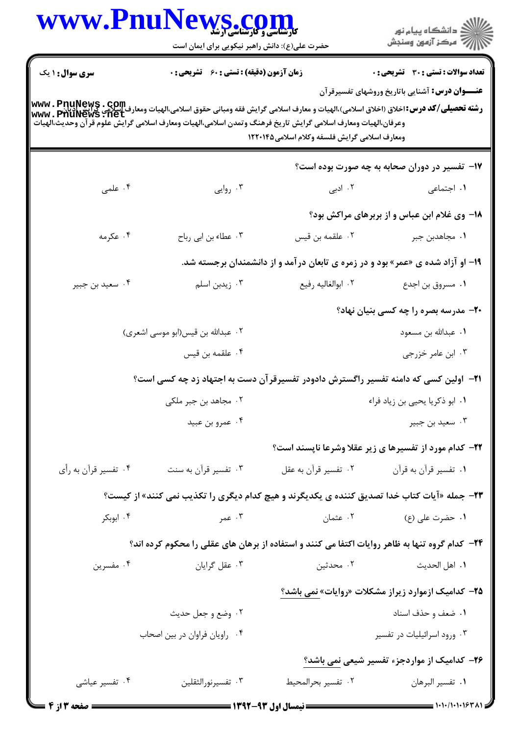**سری سوال:** ۱ یک | **زمان آزمون (دقیقه) : تستی :** ۶۰ **تشریحی :** ۰ | **تعداد سوالات : تستی :** ۳۰ **تشریحی :** ۰

**عنـــوان درس:** آشنایی باتاریخ وروشهای تفسیرقرآن

**رشته تحصیلی/کد درس:** اخلاق (اخلاق اسلامی)،الهیات و معارف اسلامی گرایش فقه ومبانی حقوق اسلامی،الهیات ومعارف اسلامی گرایش ادیان وعرفان،الهیات ومعارف اسلامی گرایش تاریخ فرهنگ وتمدن اسلامی،الهیات ومعارف اسلامی گرایش علوم قرآن وحدیث،الهیات ومعارف اسلامی گرایش فلسفه وکلام اسلامی۱۲۲۰۱۴۵

۱۷- تفسیر در دوران صحابه به چه صورت بوده است؟

۱. اجتماعی
۲. ادبی
۳. روایی
۴. علمی

۱۸- وی غلام ابن عباس و از بربرهای مراکش بود؟

۱. مجاهدبن جبر
۲. علقمه بن قیس
۳. عطاء بن ابی رباح
۴. عکرمه

۱۹- او آزاد شده ی «عمر» بود و در زمره ی تابعان درآمد و از دانشمندان برجسته شد.

۱. مسروق بن اجدع
۲. ابوالغالیه رفیع
۳. زیدبن اسلم
۴. سعید بن جبیر

۲۰- مدرسه بصره را چه کسی بنیان نهاد؟

۱. عبدالله بن مسعود
۲. عبدالله بن قیس(ابو موسی اشعری)
۳. ابن عامر خزرجی
۴. علقمه بن قیس

۲۱- اولین کسی که دامنه تفسیر راگسترش دادودر تفسیرقرآن دست به اجتهاد زد چه کسی است؟

۱. ابو ذکریا یحیی بن زیاد فراء
۲. مجاهد بن جبر ملکی
۳. سعید بن جبیر
۴. عمرو بن عبید

۲۲- کدام مورد از تفسیرها ی زیر عقلا وشرعا ناپسند است؟

۱. تفسیر قرآن به قرآن
۲. تفسیر قرآن به عقل
۳. تفسیر قرآن به سنت
۴. تفسیر قرآن به رأی

۲۳- جمله «آیات کتاب خدا تصدیق کننده ی یکدیگرند و هیچ کدام دیگری را تکذیب نمی کنند» از کیست؟

۱. حضرت علی (ع)
۲. عثمان
۳. عمر
۴. ابوبکر

۲۴- کدام گروه تنها به ظاهر روایات اکتفا می کنند و استفاده از برهان های عقلی را محکوم کرده اند؟

۱. اهل الحدیث
۲. محدثین
۳. عقل گرایان
۴. مفسرین

۲۵- کدامیک ازموارد زیراز مشکلات «روایات» نمی باشد؟

۱. ضعف و حذف اسناد
۲. وضع و جعل حدیث
۳. ورود اسرائیلیات در تفسیر
۴. راویان فراوان در بین اصحاب

۲۶- کدامیک از مواردجزء تفسیر شیعی نمی باشد؟

۱. تفسیر البرهان
۲. تفسیر بحرالمحیط
۳. تفسیرنورالثقلین
۴. تفسیر عیاشی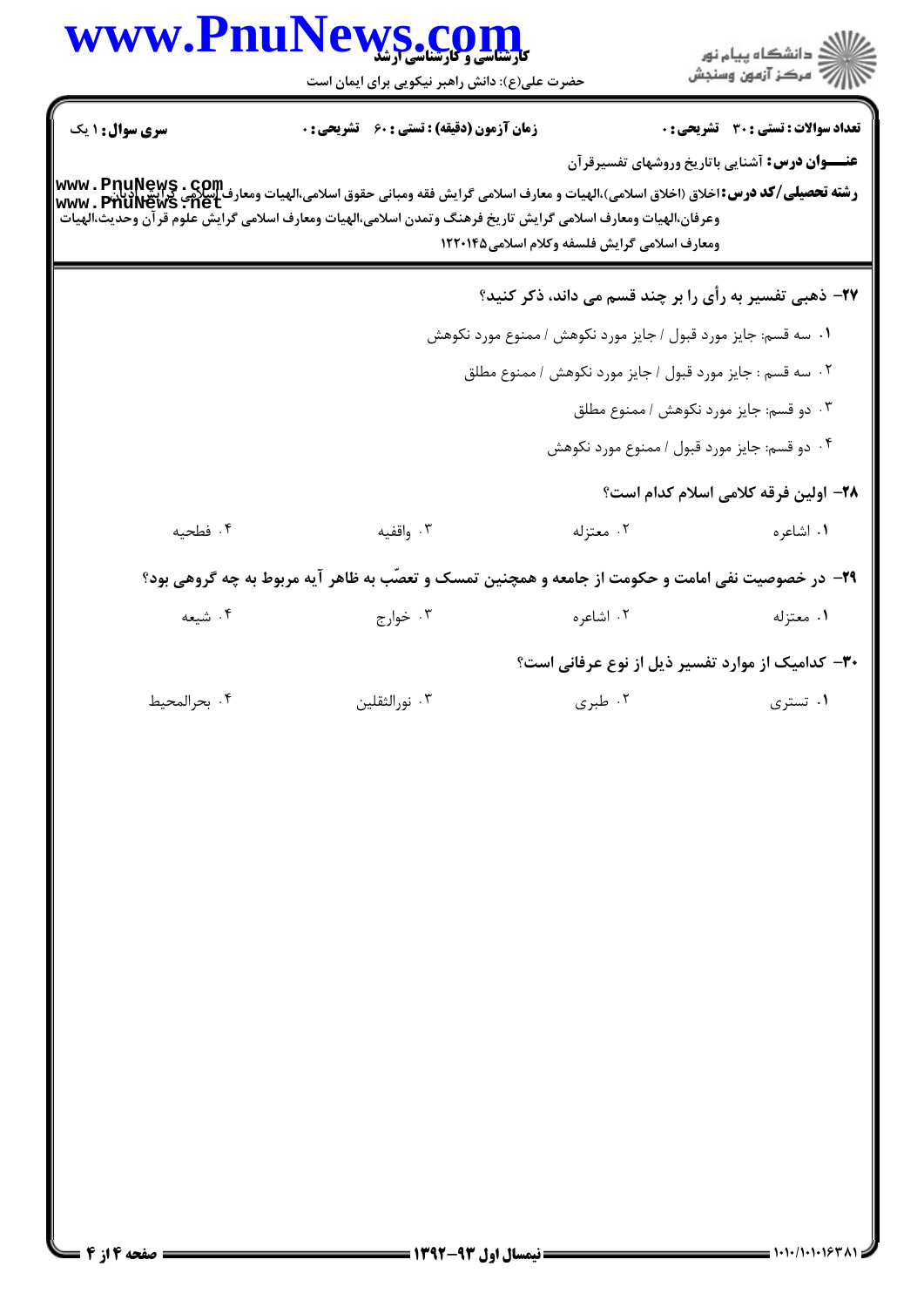**سری سوال:** ۱ یک

**زمان آزمون (دقیقه) : تستی :** ۶۰ **تشریحی :** ۰

**تعداد سوالات : تستی :** ۳۰ **تشریحی :** ۰

**عنـــوان درس:** آشنایی باتاریخ وروشهای تفسیرقرآن

**رشته تحصیلی/کد درس:** اخلاق (اخلاق اسلامی)،الهیات و معارف اسلامی گرایش فقه ومبانی حقوق اسلامی،الهیات ومعارف اسلامی گرایش ادیان وعرفان،الهیات ومعارف اسلامی گرایش تاریخ فرهنگ وتمدن اسلامی،الهیات ومعارف اسلامی گرایش علوم قرآن وحدیث،الهیات ومعارف اسلامی گرایش فلسفه وکلام اسلامی۱۲۲۰۱۴۵

**۲۷- ذهبی تفسیر به رأی را بر چند قسم می داند، ذکر کنید؟**

۱. سه قسم: جایز مورد قبول / جایز مورد نکوهش / ممنوع مورد نکوهش

۲. سه قسم : جایز مورد قبول / جایز مورد نکوهش / ممنوع مطلق

۳. دو قسم: جایز مورد نکوهش / ممنوع مطلق

۴. دو قسم: جایز مورد قبول / ممنوع مورد نکوهش

**۲۸- اولین فرقه کلامی اسلام کدام است؟**

۱. اشاعره
۲. معتزله
۳. واقفیه
۴. فطحیه

**۲۹- در خصوصیت نفی امامت و حکومت از جامعه و همچنین تمسک و تعصّب به ظاهر آیه مربوط به چه گروهی بود؟**

۱. معتزله
۲. اشاعره
۳. خوارج
۴. شیعه

**۳۰- کدامیک از موارد تفسیر ذیل از نوع عرفانی است؟**

۱. تستری
۲. طبری
۳. نورالثقلین
۴. بحرالمحیط